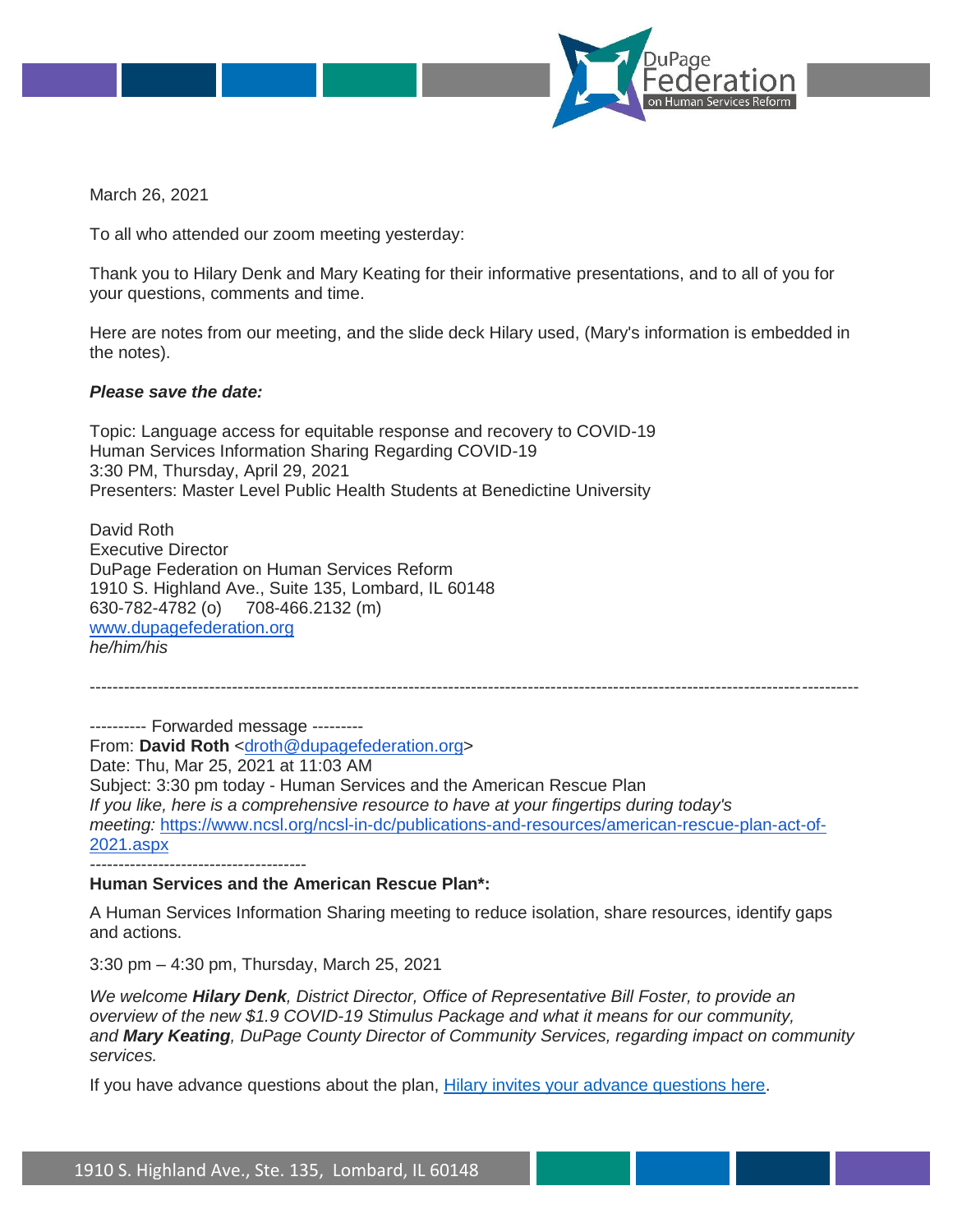March 26, 2021

To all who attended our zoom meeting yesterday:

Thank you to Hilary Denk and Mary Keating for their informative presentations, and to all of you for your questions, comments and time.

Here are notes from our meeting, and the slide deck Hilary used, (Mary's information is embedded in the notes).

***Please save the date:***

Topic: Language access for equitable response and recovery to COVID-19
Human Services Information Sharing Regarding COVID-19
3:30 PM, Thursday, April 29, 2021
Presenters: Master Level Public Health Students at Benedictine University

David Roth
Executive Director
DuPage Federation on Human Services Reform
1910 S. Highland Ave., Suite 135, Lombard, IL 60148
630-782-4782 (o)     708-466.2132 (m)
[www.dupagefederation.org](http://www.dupagefederation.org)
*he/him/his*

---

---------- Forwarded message ---------
From: **David Roth** <[droth@dupagefederation.org](mailto:droth@dupagefederation.org)>
Date: Thu, Mar 25, 2021 at 11:03 AM
Subject: 3:30 pm today - Human Services and the American Rescue Plan
*If you like, here is a comprehensive resource to have at your fingertips during today's meeting:* [https://www.ncsl.org/ncsl-in-dc/publications-and-resources/american-rescue-plan-act-of-2021.aspx](https://www.ncsl.org/ncsl-in-dc/publications-and-resources/american-rescue-plan-act-of-2021.aspx)

---

**Human Services and the American Rescue Plan*:**

A Human Services Information Sharing meeting to reduce isolation, share resources, identify gaps and actions.

3:30 pm – 4:30 pm, Thursday, March 25, 2021

*We welcome **Hilary Denk**, District Director, Office of Representative Bill Foster, to provide an overview of the new $1.9 COVID-19 Stimulus Package and what it means for our community, and **Mary Keating**, DuPage County Director of Community Services, regarding impact on community services.*

If you have advance questions about the plan, Hilary invites your advance questions here.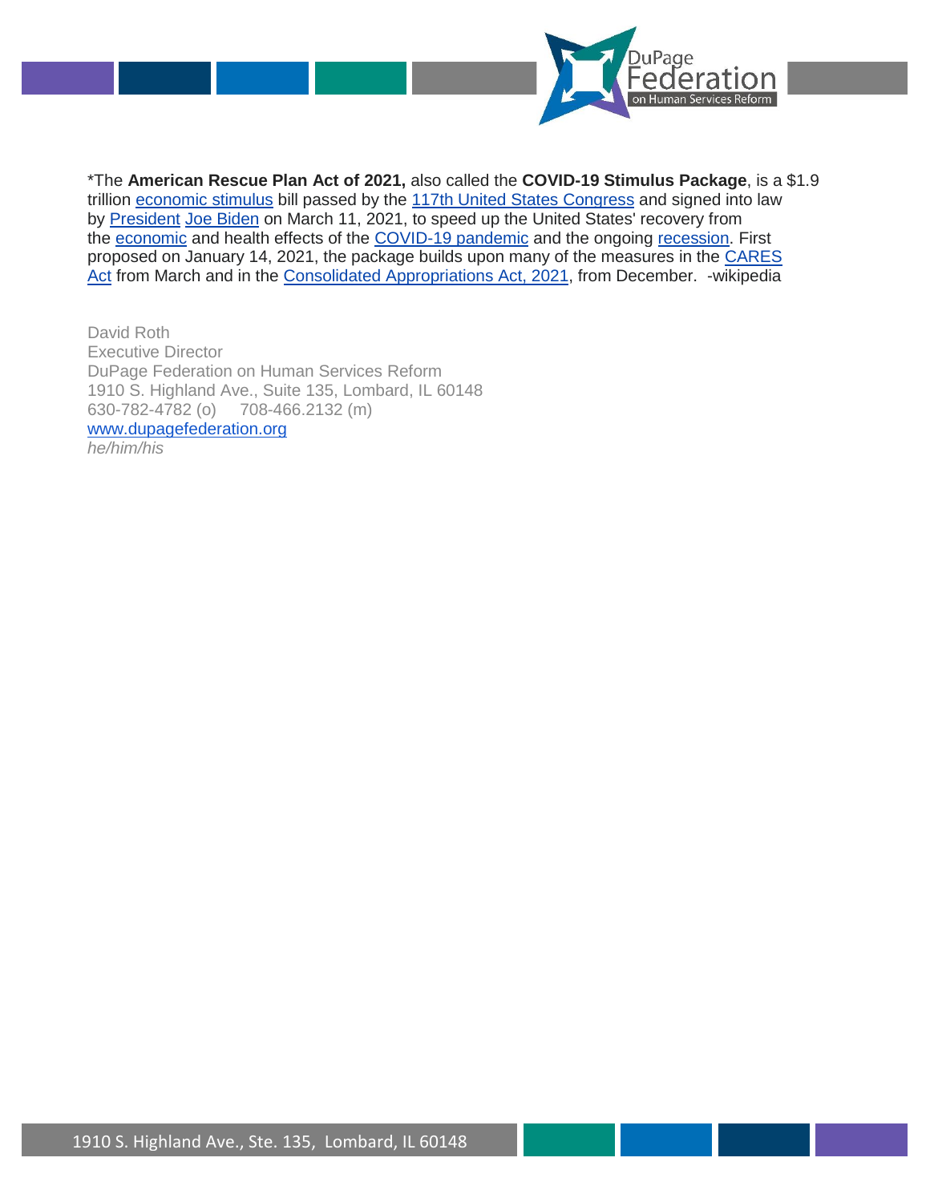*The **American Rescue Plan Act of 2021,** also called the **COVID-19 Stimulus Package**, is a $1.9 trillion economic stimulus bill passed by the 117th United States Congress and signed into law by President Joe Biden on March 11, 2021, to speed up the United States' recovery from the economic and health effects of the COVID-19 pandemic and the ongoing recession. First proposed on January 14, 2021, the package builds upon many of the measures in the CARES Act from March and in the Consolidated Appropriations Act, 2021, from December. -wikipedia

David Roth
Executive Director
DuPage Federation on Human Services Reform
1910 S. Highland Ave., Suite 135, Lombard, IL 60148
630-782-4782 (o) 708-466.2132 (m)
www.dupagefederation.org
*he/him/his*